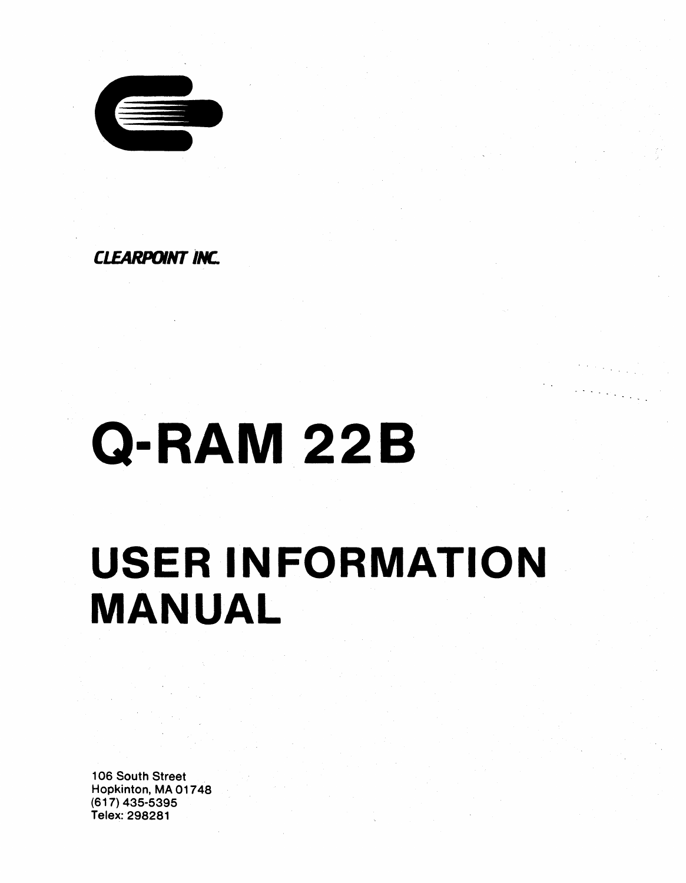CLEARPOINT INC.

# Q-RAM 22B

# USER INFORMATION MANUAL

106 South Street
Hopkinton, MA 01748
(617) 435-5395
Telex: 298281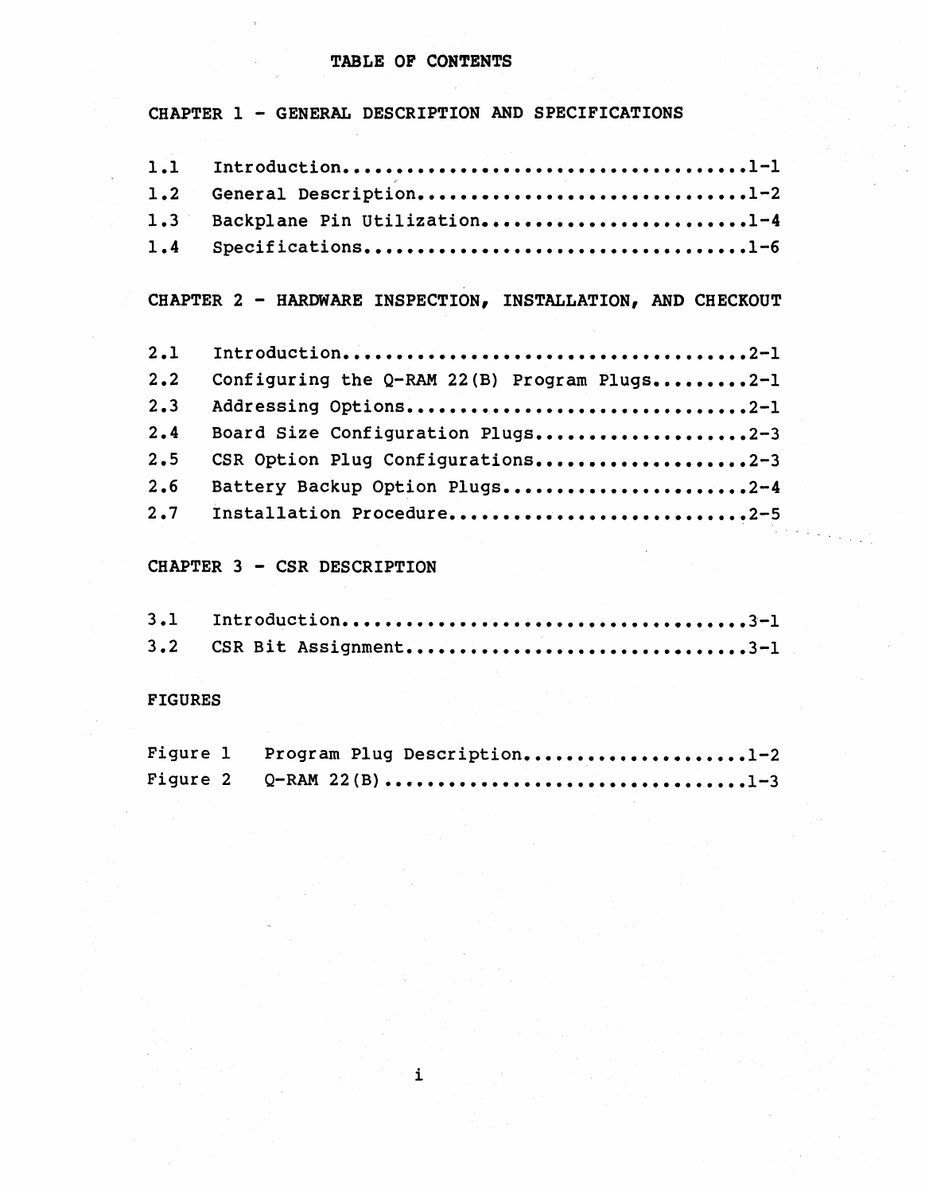# TABLE OF CONTENTS

## CHAPTER 1 - GENERAL DESCRIPTION AND SPECIFICATIONS

1.1 Introduction....................................1-1
1.2 General Description.............................1-2
1.3 Backplane Pin Utilization.......................1-4
1.4 Specifications..................................1-6

## CHAPTER 2 - HARDWARE INSPECTION, INSTALLATION, AND CHECKOUT

2.1 Introduction....................................2-1
2.2 Configuring the Q-RAM 22(B) Program Plugs.........2-1
2.3 Addressing Options..............................2-1
2.4 Board Size Configuration Plugs..................2-3
2.5 CSR Option Plug Configurations..................2-3
2.6 Battery Backup Option Plugs.....................2-4
2.7 Installation Procedure..........................2-5

## CHAPTER 3 - CSR DESCRIPTION

3.1 Introduction....................................3-1
3.2 CSR Bit Assignment..............................3-1

## FIGURES

Figure 1 Program Plug Description....................1-2
Figure 2 Q-RAM 22(B)................................1-3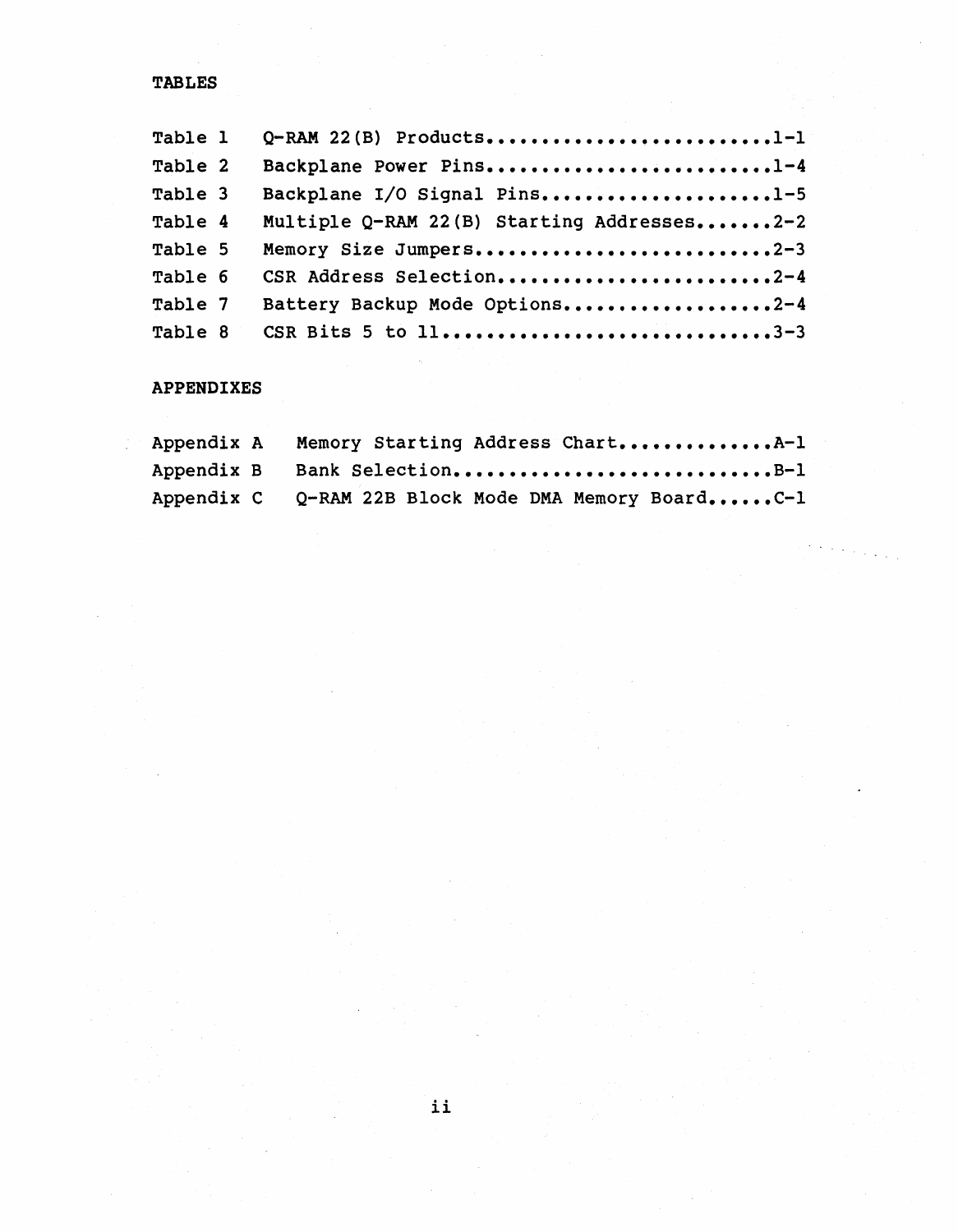## TABLES

| | | |
|---|---|---|
| Table 1 | Q-RAM 22(B) Products | 1-1 |
| Table 2 | Backplane Power Pins | 1-4 |
| Table 3 | Backplane I/O Signal Pins | 1-5 |
| Table 4 | Multiple Q-RAM 22(B) Starting Addresses | 2-2 |
| Table 5 | Memory Size Jumpers | 2-3 |
| Table 6 | CSR Address Selection | 2-4 |
| Table 7 | Battery Backup Mode Options | 2-4 |
| Table 8 | CSR Bits 5 to 11 | 3-3 |

## APPENDIXES

| | | |
|---|---|---|
| Appendix A | Memory Starting Address Chart | A-1 |
| Appendix B | Bank Selection | B-1 |
| Appendix C | Q-RAM 22B Block Mode DMA Memory Board | C-1 |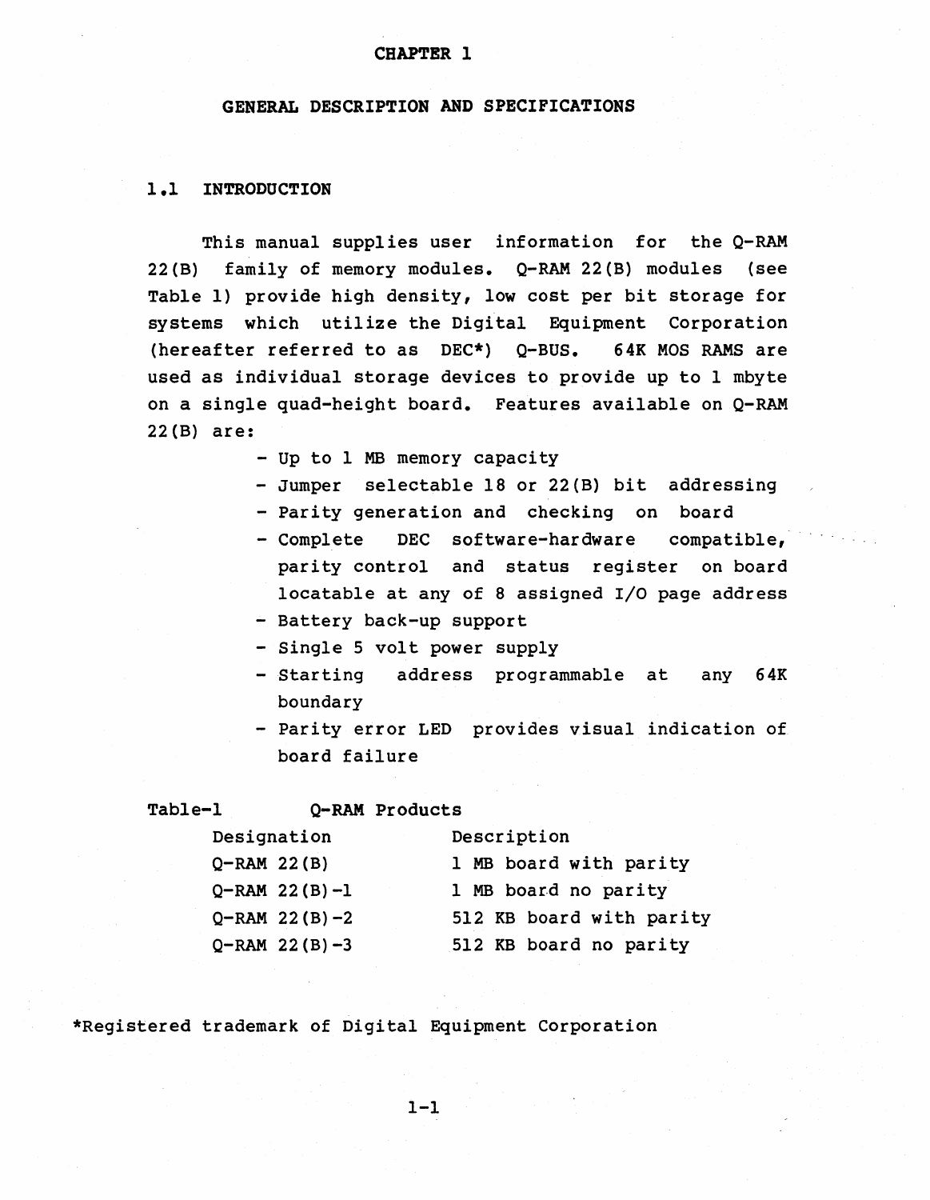# CHAPTER 1

## GENERAL DESCRIPTION AND SPECIFICATIONS

### 1.1 INTRODUCTION

This manual supplies user information for the Q-RAM 22(B) family of memory modules. Q-RAM 22(B) modules (see Table 1) provide high density, low cost per bit storage for systems which utilize the Digital Equipment Corporation (hereafter referred to as DEC*) Q-BUS. 64K MOS RAMS are used as individual storage devices to provide up to 1 mbyte on a single quad-height board. Features available on Q-RAM 22(B) are:

- Up to 1 MB memory capacity
- Jumper selectable 18 or 22(B) bit addressing
- Parity generation and checking on board
- Complete DEC software-hardware compatible, parity control and status register on board locatable at any of 8 assigned I/O page address
- Battery back-up support
- Single 5 volt power supply
- Starting address programmable at any 64K boundary
- Parity error LED provides visual indication of board failure

Table-1 Q-RAM Products

| Designation | Description |
|---|---|
| Q-RAM 22(B) | 1 MB board with parity |
| Q-RAM 22(B)-1 | 1 MB board no parity |
| Q-RAM 22(B)-2 | 512 KB board with parity |
| Q-RAM 22(B)-3 | 512 KB board no parity |

*Registered trademark of Digital Equipment Corporation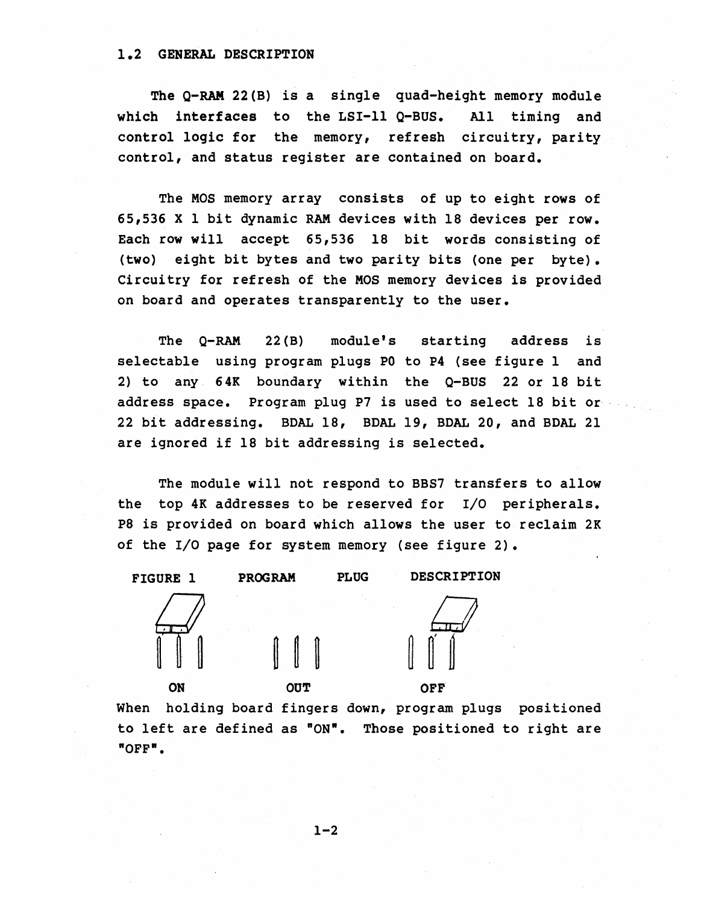## 1.2 GENERAL DESCRIPTION

The Q-RAM 22(B) is a single quad-height memory module which interfaces to the LSI-11 Q-BUS. All timing and control logic for the memory, refresh circuitry, parity control, and status register are contained on board.

The MOS memory array consists of up to eight rows of 65,536 X 1 bit dynamic RAM devices with 18 devices per row. Each row will accept 65,536 18 bit words consisting of (two) eight bit bytes and two parity bits (one per byte). Circuitry for refresh of the MOS memory devices is provided on board and operates transparently to the user.

The Q-RAM 22(B) module's starting address is selectable using program plugs P0 to P4 (see figure 1 and 2) to any 64K boundary within the Q-BUS 22 or 18 bit address space. Program plug P7 is used to select 18 bit or 22 bit addressing. BDAL 18, BDAL 19, BDAL 20, and BDAL 21 are ignored if 18 bit addressing is selected.

The module will not respond to BBS7 transfers to allow the top 4K addresses to be reserved for I/O peripherals. P8 is provided on board which allows the user to reclaim 2K of the I/O page for system memory (see figure 2).

FIGURE 1 PROGRAM PLUG DESCRIPTION

ON OUT OFF

When holding board fingers down, program plugs positioned to left are defined as "ON". Those positioned to right are "OFF".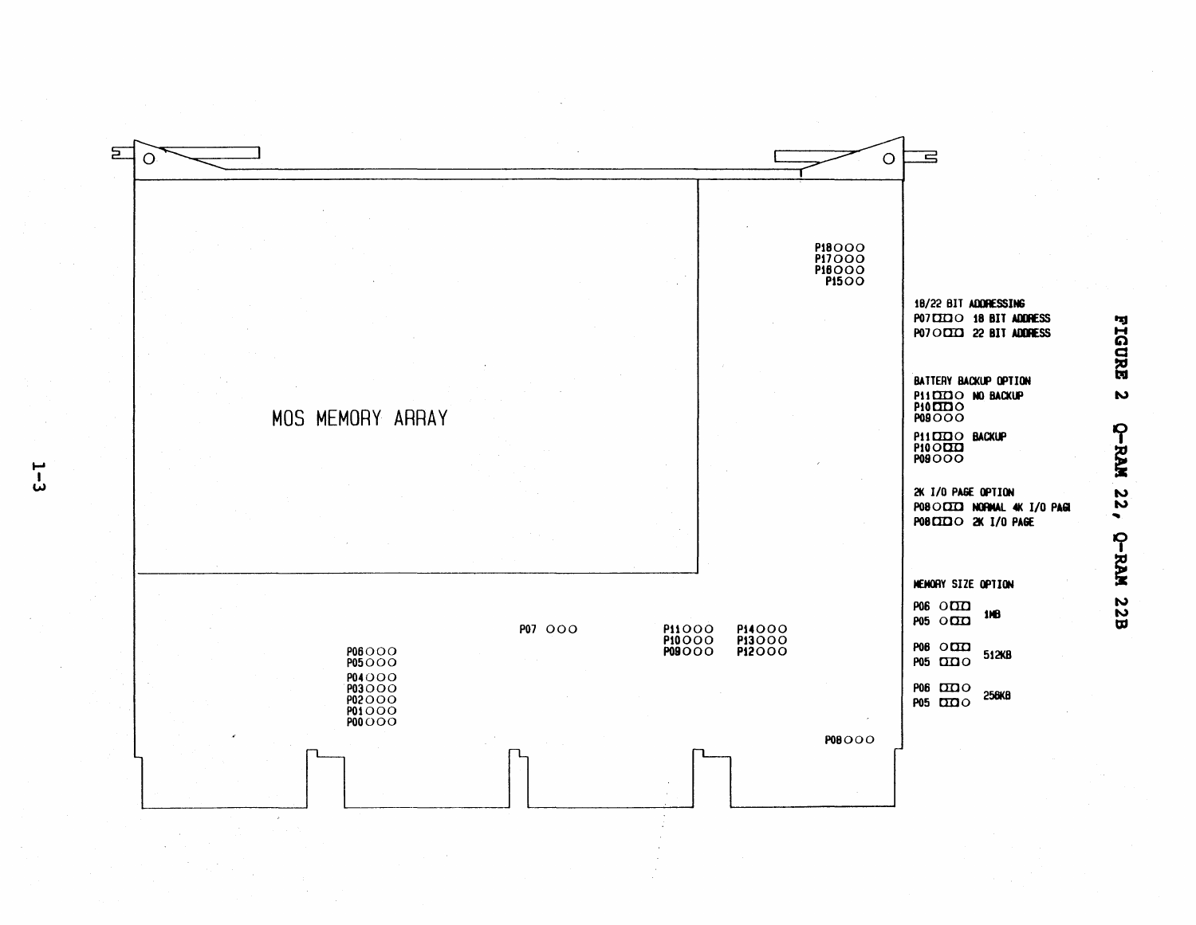MOS MEMORY ARRAY

P18 ○○○
P17 ○○○
P16 ○○○
P15 ○○

P07 ○○○

P11 ○○○ P14 ○○○
P10 ○○○ P13 ○○○
P09 ○○○ P12 ○○○

P06 ○○○
P05 ○○○
P04 ○○○
P03 ○○○
P02 ○○○
P01 ○○○
P00 ○○○

P08 ○○○

**18/22 BIT ADDRESSING**

P07 [▢▢]○ 18 BIT ADDRESS
P07 ○[▢▢] 22 BIT ADDRESS

**BATTERY BACKUP OPTION**

P11 [▢▢]○ NO BACKUP
P10 [▢▢]○
P09 ○○○

P11 [▢▢]○ BACKUP
P10 ○[▢▢]
P09 ○○○

**2K I/O PAGE OPTION**

P08 ○[▢▢] NORMAL 4K I/O PAGE
P08 [▢▢]○ 2K I/O PAGE

**MEMORY SIZE OPTION**

P06 ○[▢▢]
P05 ○[▢▢] 1MB

P06 ○[▢▢]
P05 [▢▢]○ 512KB

P06 [▢▢]○
P05 [▢▢]○ 256KB

FIGURE 2 Q-RAM 22, Q-RAM 22B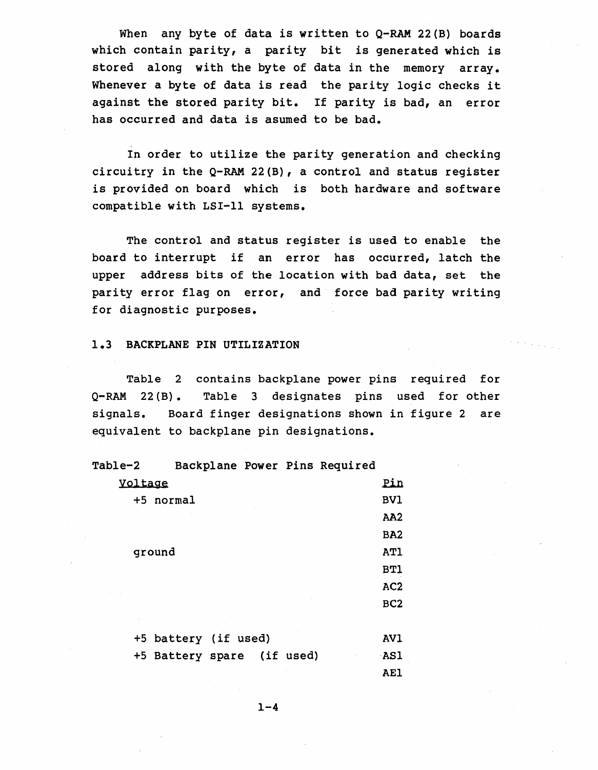When any byte of data is written to Q-RAM 22(B) boards which contain parity, a parity bit is generated which is stored along with the byte of data in the memory array. Whenever a byte of data is read the parity logic checks it against the stored parity bit. If parity is bad, an error has occurred and data is asumed to be bad.

In order to utilize the parity generation and checking circuitry in the Q-RAM 22(B), a control and status register is provided on board which is both hardware and software compatible with LSI-11 systems.

The control and status register is used to enable the board to interrupt if an error has occurred, latch the upper address bits of the location with bad data, set the parity error flag on error, and force bad parity writing for diagnostic purposes.

## 1.3 BACKPLANE PIN UTILIZATION

Table 2 contains backplane power pins required for Q-RAM 22(B). Table 3 designates pins used for other signals. Board finger designations shown in figure 2 are equivalent to backplane pin designations.

Table-2 Backplane Power Pins Required

| Voltage | Pin |
| --- | --- |
| +5 normal | BV1 |
| | AA2 |
| | BA2 |
| ground | AT1 |
| | BT1 |
| | AC2 |
| | BC2 |
| +5 battery (if used) | AV1 |
| +5 Battery spare (if used) | AS1 |
| | AE1 |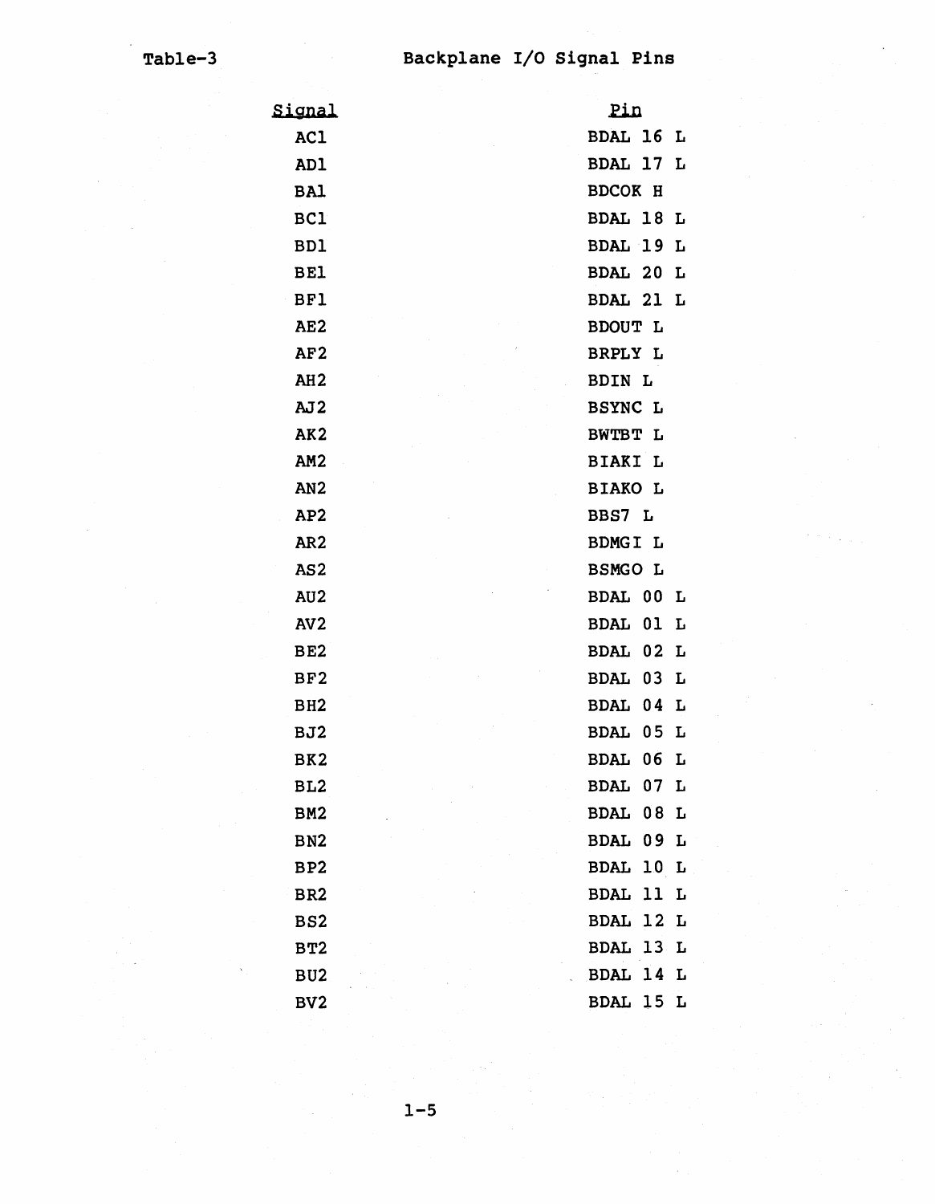Table-3 Backplane I/O Signal Pins

| Signal | Pin |
|---|---|
| AC1 | BDAL 16 L |
| AD1 | BDAL 17 L |
| BA1 | BDCOK H |
| BC1 | BDAL 18 L |
| BD1 | BDAL 19 L |
| BE1 | BDAL 20 L |
| BF1 | BDAL 21 L |
| AE2 | BDOUT L |
| AF2 | BRPLY L |
| AH2 | BDIN L |
| AJ2 | BSYNC L |
| AK2 | BWTBT L |
| AM2 | BIAKI L |
| AN2 | BIAKO L |
| AP2 | BBS7 L |
| AR2 | BDMGI L |
| AS2 | BSMGO L |
| AU2 | BDAL 00 L |
| AV2 | BDAL 01 L |
| BE2 | BDAL 02 L |
| BF2 | BDAL 03 L |
| BH2 | BDAL 04 L |
| BJ2 | BDAL 05 L |
| BK2 | BDAL 06 L |
| BL2 | BDAL 07 L |
| BM2 | BDAL 08 L |
| BN2 | BDAL 09 L |
| BP2 | BDAL 10 L |
| BR2 | BDAL 11 L |
| BS2 | BDAL 12 L |
| BT2 | BDAL 13 L |
| BU2 | BDAL 14 L |
| BV2 | BDAL 15 L |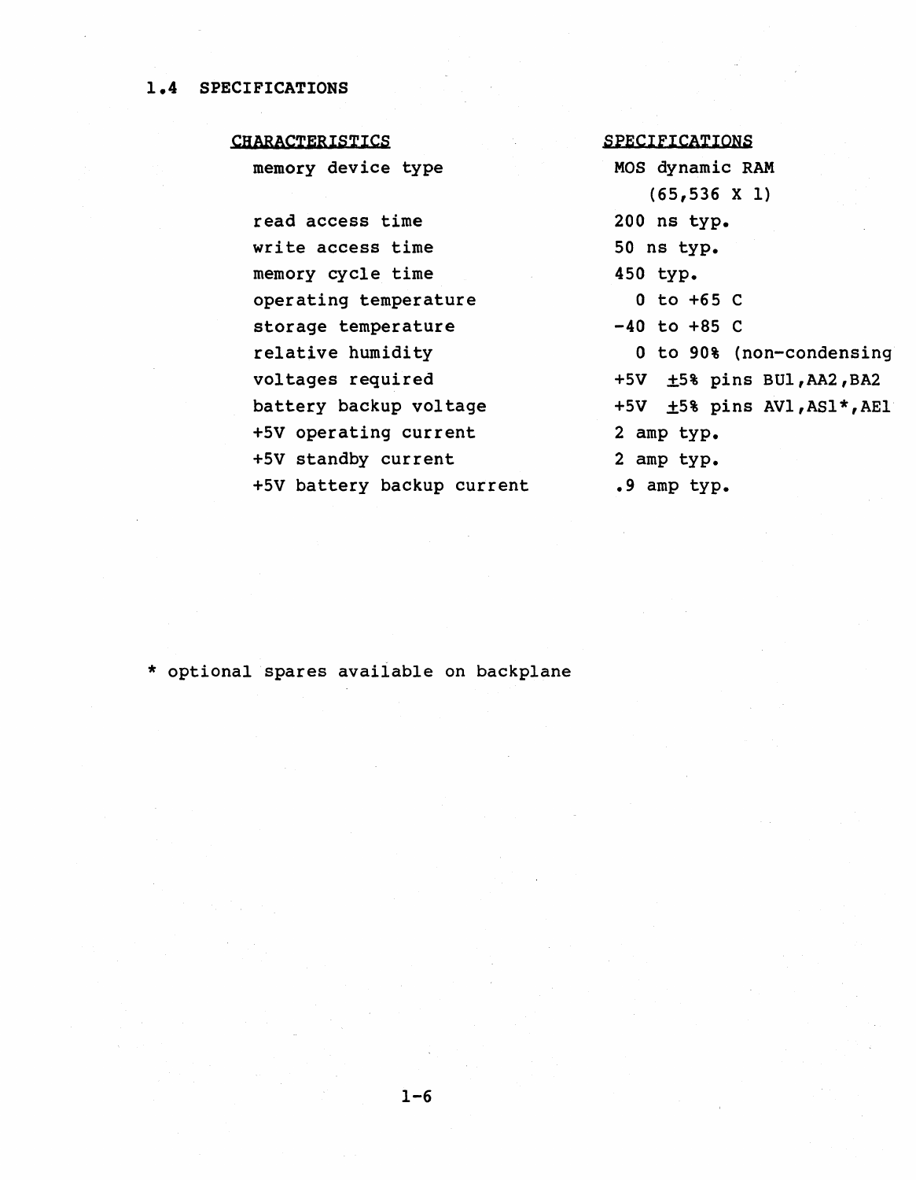## 1.4 SPECIFICATIONS

| CHARACTERISTICS | SPECIFICATIONS |
| --- | --- |
| memory device type | MOS dynamic RAM (65,536 X 1) |
| read access time | 200 ns typ. |
| write access time | 50 ns typ. |
| memory cycle time | 450 typ. |
| operating temperature | 0 to +65 C |
| storage temperature | -40 to +85 C |
| relative humidity | 0 to 90% (non-condensing |
| voltages required | +5V ±5% pins BU1,AA2,BA2 |
| battery backup voltage | +5V ±5% pins AV1,AS1*,AE1 |
| +5V operating current | 2 amp typ. |
| +5V standby current | 2 amp typ. |
| +5V battery backup current | .9 amp typ. |

* optional spares available on backplane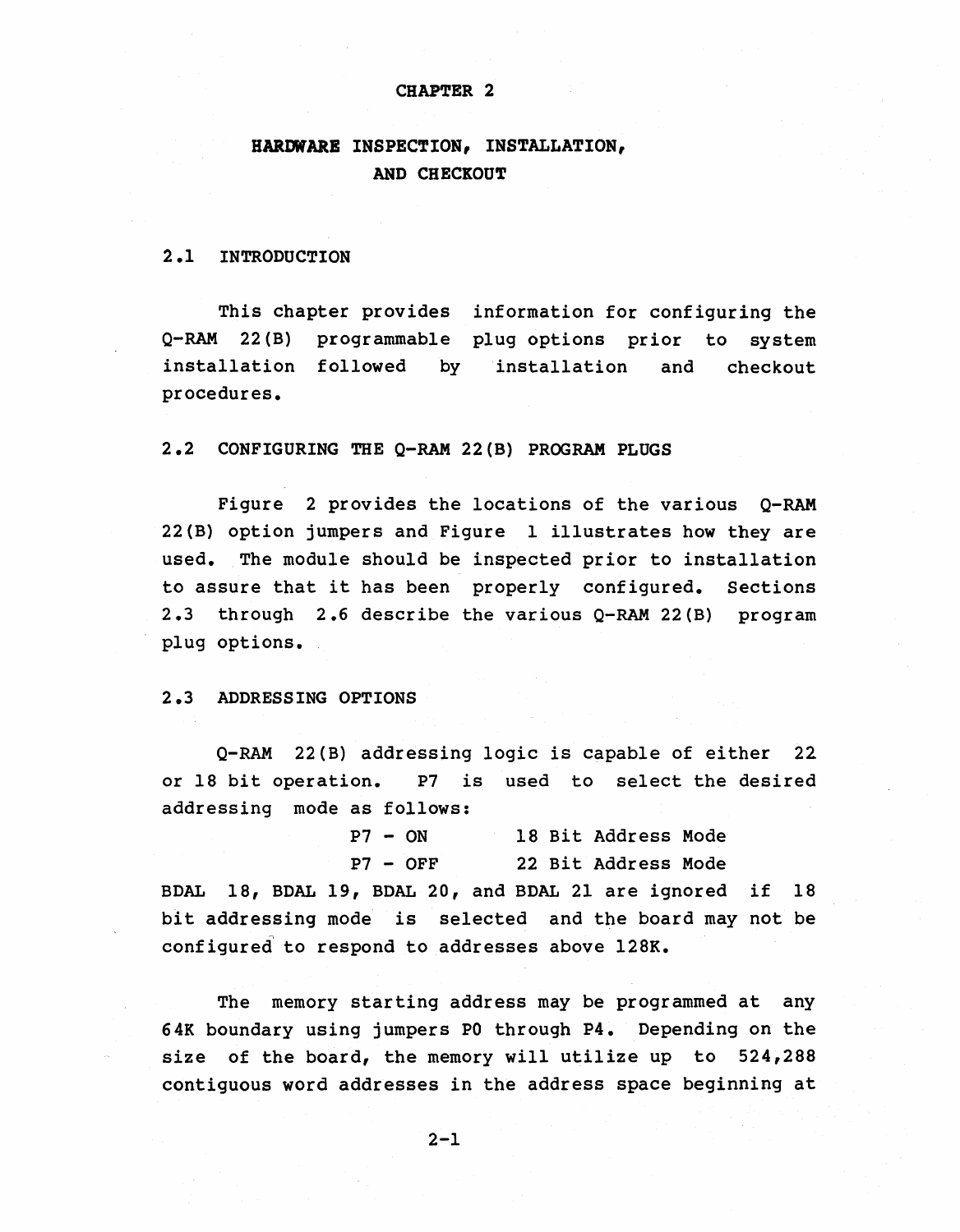# CHAPTER 2

## HARDWARE INSPECTION, INSTALLATION, AND CHECKOUT

### 2.1 INTRODUCTION

This chapter provides information for configuring the Q-RAM 22(B) programmable plug options prior to system installation followed by installation and checkout procedures.

### 2.2 CONFIGURING THE Q-RAM 22(B) PROGRAM PLUGS

Figure 2 provides the locations of the various Q-RAM 22(B) option jumpers and Figure 1 illustrates how they are used. The module should be inspected prior to installation to assure that it has been properly configured. Sections 2.3 through 2.6 describe the various Q-RAM 22(B) program plug options.

### 2.3 ADDRESSING OPTIONS

Q-RAM 22(B) addressing logic is capable of either 22 or 18 bit operation. P7 is used to select the desired addressing mode as follows:

| | |
|---|---|
| P7 - ON | 18 Bit Address Mode |
| P7 - OFF | 22 Bit Address Mode |

BDAL 18, BDAL 19, BDAL 20, and BDAL 21 are ignored if 18 bit addressing mode is selected and the board may not be configured to respond to addresses above 128K.

The memory starting address may be programmed at any 64K boundary using jumpers P0 through P4. Depending on the size of the board, the memory will utilize up to 524,288 contiguous word addresses in the address space beginning at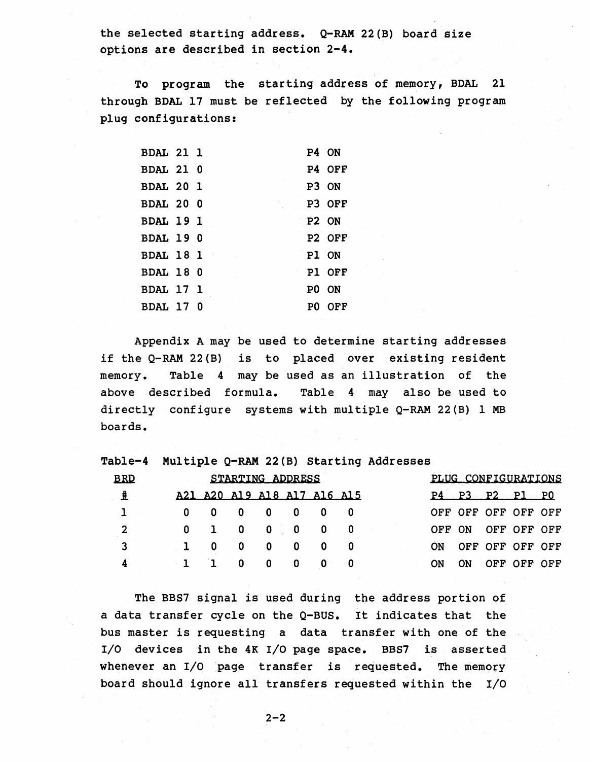the selected starting address. Q-RAM 22(B) board size options are described in section 2-4.

To program the starting address of memory, BDAL 21 through BDAL 17 must be reflected by the following program plug configurations:

| | |
|---|---|
| BDAL 21 1 | P4 ON |
| BDAL 21 0 | P4 OFF |
| BDAL 20 1 | P3 ON |
| BDAL 20 0 | P3 OFF |
| BDAL 19 1 | P2 ON |
| BDAL 19 0 | P2 OFF |
| BDAL 18 1 | P1 ON |
| BDAL 18 0 | P1 OFF |
| BDAL 17 1 | P0 ON |
| BDAL 17 0 | P0 OFF |

Appendix A may be used to determine starting addresses if the Q-RAM 22(B) is to placed over existing resident memory. Table 4 may be used as an illustration of the above described formula. Table 4 may also be used to directly configure systems with multiple Q-RAM 22(B) 1 MB boards.

Table-4 Multiple Q-RAM 22(B) Starting Addresses

| BRD | STARTING ADDRESS | | | | | | | PLUG CONFIGURATIONS | | | | |
|---|---|---|---|---|---|---|---|---|---|---|---|---|
| # | A21 | A20 | A19 | A18 | A17 | A16 | A15 | P4 | P3 | P2 | P1 | P0 |
| 1 | 0 | 0 | 0 | 0 | 0 | 0 | 0 | OFF | OFF | OFF | OFF | OFF |
| 2 | 0 | 1 | 0 | 0 | 0 | 0 | 0 | OFF | ON | OFF | OFF | OFF |
| 3 | 1 | 0 | 0 | 0 | 0 | 0 | 0 | ON | OFF | OFF | OFF | OFF |
| 4 | 1 | 1 | 0 | 0 | 0 | 0 | 0 | ON | ON | OFF | OFF | OFF |

The BBS7 signal is used during the address portion of a data transfer cycle on the Q-BUS. It indicates that the bus master is requesting a data transfer with one of the I/O devices in the 4K I/O page space. BBS7 is asserted whenever an I/O page transfer is requested. The memory board should ignore all transfers requested within the I/O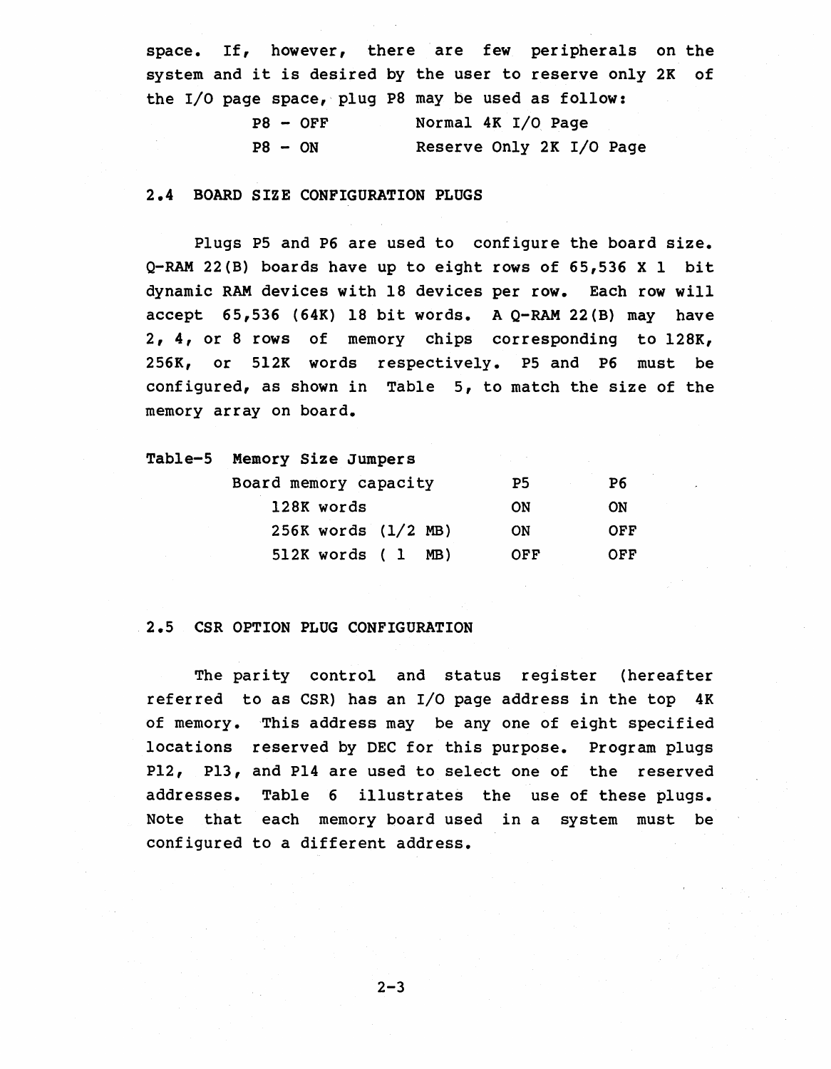space. If, however, there are few peripherals on the system and it is desired by the user to reserve only 2K of the I/O page space, plug P8 may be used as follow:

| | |
|---|---|
| P8 - OFF | Normal 4K I/O Page |
| P8 - ON | Reserve Only 2K I/O Page |

## 2.4 BOARD SIZE CONFIGURATION PLUGS

Plugs P5 and P6 are used to configure the board size. Q-RAM 22(B) boards have up to eight rows of 65,536 X 1 bit dynamic RAM devices with 18 devices per row. Each row will accept 65,536 (64K) 18 bit words. A Q-RAM 22(B) may have 2, 4, or 8 rows of memory chips corresponding to 128K, 256K, or 512K words respectively. P5 and P6 must be configured, as shown in Table 5, to match the size of the memory array on board.

Table-5 Memory Size Jumpers

| Board memory capacity | P5 | P6 |
|---|---|---|
| 128K words | ON | ON |
| 256K words (1/2 MB) | ON | OFF |
| 512K words ( 1 MB) | OFF | OFF |

## 2.5 CSR OPTION PLUG CONFIGURATION

The parity control and status register (hereafter referred to as CSR) has an I/O page address in the top 4K of memory. This address may be any one of eight specified locations reserved by DEC for this purpose. Program plugs P12, P13, and P14 are used to select one of the reserved addresses. Table 6 illustrates the use of these plugs. Note that each memory board used in a system must be configured to a different address.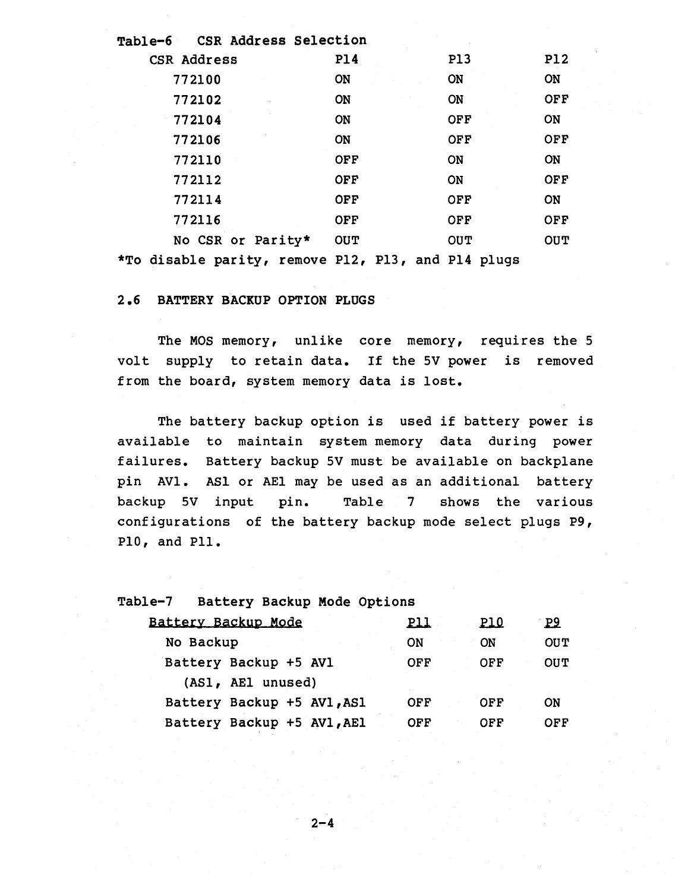Table-6 CSR Address Selection

| CSR Address | P14 | P13 | P12 |
|---|---|---|---|
| 772100 | ON | ON | ON |
| 772102 | ON | ON | OFF |
| 772104 | ON | OFF | ON |
| 772106 | ON | OFF | OFF |
| 772110 | OFF | ON | ON |
| 772112 | OFF | ON | OFF |
| 772114 | OFF | OFF | ON |
| 772116 | OFF | OFF | OFF |
| No CSR or Parity* | OUT | OUT | OUT |

*To disable parity, remove P12, P13, and P14 plugs

## 2.6 BATTERY BACKUP OPTION PLUGS

The MOS memory, unlike core memory, requires the 5 volt supply to retain data. If the 5V power is removed from the board, system memory data is lost.

The battery backup option is used if battery power is available to maintain system memory data during power failures. Battery backup 5V must be available on backplane pin AV1. AS1 or AE1 may be used as an additional battery backup 5V input pin. Table 7 shows the various configurations of the battery backup mode select plugs P9, P10, and P11.

Table-7 Battery Backup Mode Options

| Battery Backup Mode | P11 | P10 | P9 |
|---|---|---|---|
| No Backup | ON | ON | OUT |
| Battery Backup +5 AV1 (AS1, AE1 unused) | OFF | OFF | OUT |
| Battery Backup +5 AV1,AS1 | OFF | OFF | ON |
| Battery Backup +5 AV1,AE1 | OFF | OFF | OFF |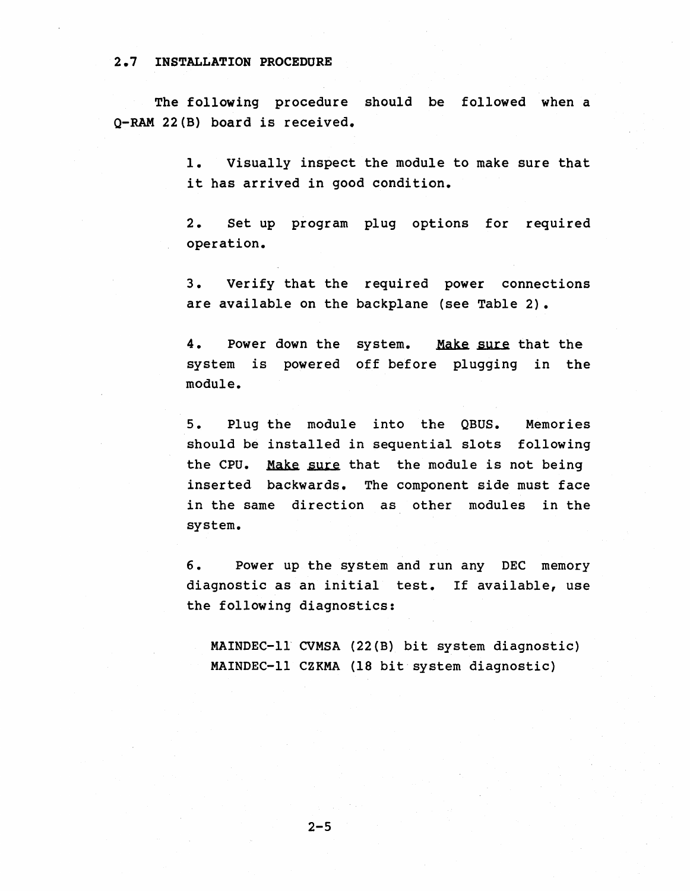## 2.7 INSTALLATION PROCEDURE

The following procedure should be followed when a Q-RAM 22(B) board is received.

1. Visually inspect the module to make sure that it has arrived in good condition.

2. Set up program plug options for required operation.

3. Verify that the required power connections are available on the backplane (see Table 2).

4. Power down the system. Make sure that the system is powered off before plugging in the module.

5. Plug the module into the QBUS. Memories should be installed in sequential slots following the CPU. Make sure that the module is not being inserted backwards. The component side must face in the same direction as other modules in the system.

6. Power up the system and run any DEC memory diagnostic as an initial test. If available, use the following diagnostics:

   MAINDEC-11 CVMSA (22(B) bit system diagnostic)
   MAINDEC-11 CZKMA (18 bit system diagnostic)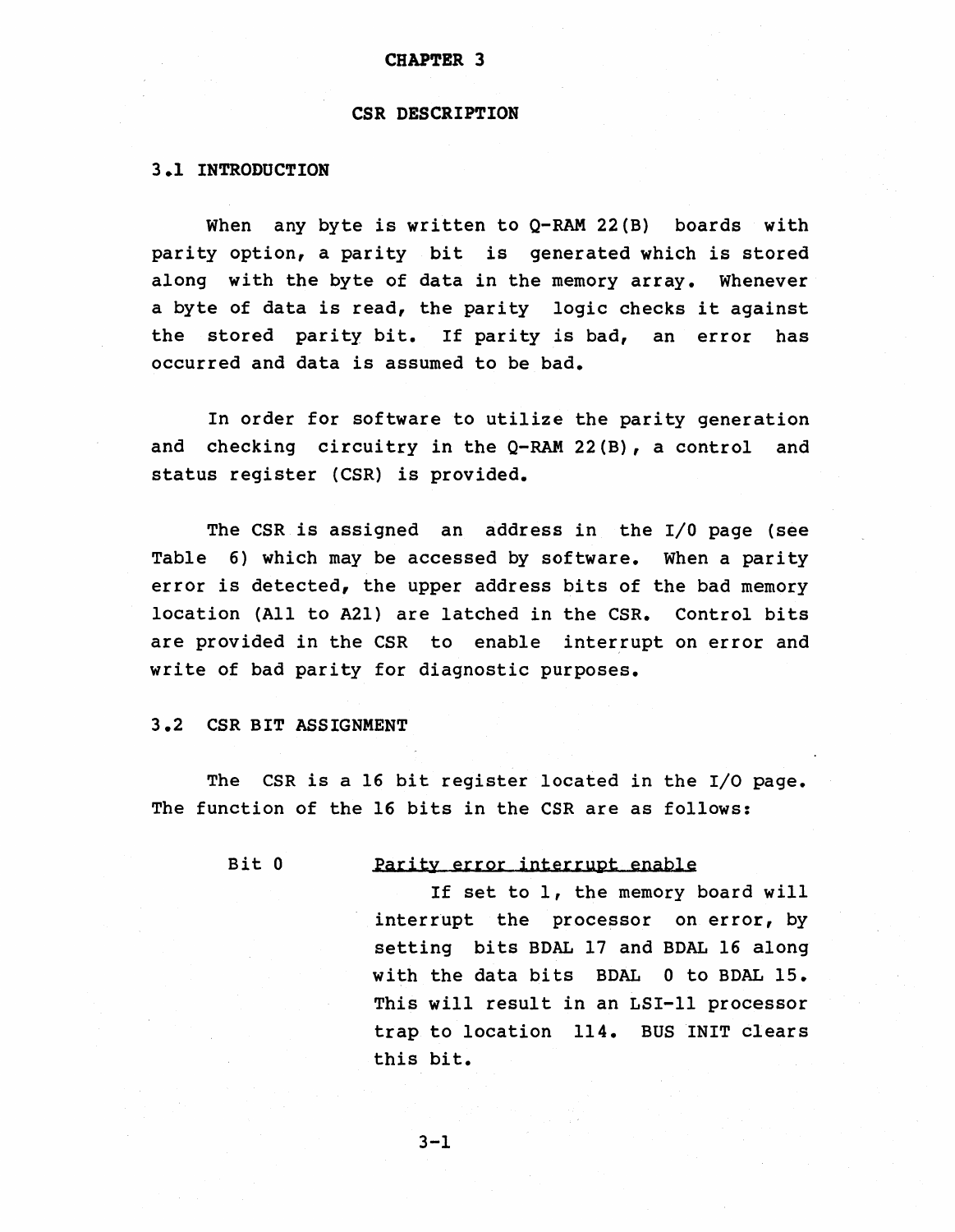# CHAPTER 3

# CSR DESCRIPTION

## 3.1 INTRODUCTION

When any byte is written to Q-RAM 22(B) boards with parity option, a parity bit is generated which is stored along with the byte of data in the memory array. Whenever a byte of data is read, the parity logic checks it against the stored parity bit. If parity is bad, an error has occurred and data is assumed to be bad.

In order for software to utilize the parity generation and checking circuitry in the Q-RAM 22(B), a control and status register (CSR) is provided.

The CSR is assigned an address in the I/O page (see Table 6) which may be accessed by software. When a parity error is detected, the upper address bits of the bad memory location (A11 to A21) are latched in the CSR. Control bits are provided in the CSR to enable interrupt on error and write of bad parity for diagnostic purposes.

## 3.2 CSR BIT ASSIGNMENT

The CSR is a 16 bit register located in the I/O page. The function of the 16 bits in the CSR are as follows:

**Bit 0** — Parity error interrupt enable

If set to 1, the memory board will interrupt the processor on error, by setting bits BDAL 17 and BDAL 16 along with the data bits BDAL 0 to BDAL 15. This will result in an LSI-11 processor trap to location 114. BUS INIT clears this bit.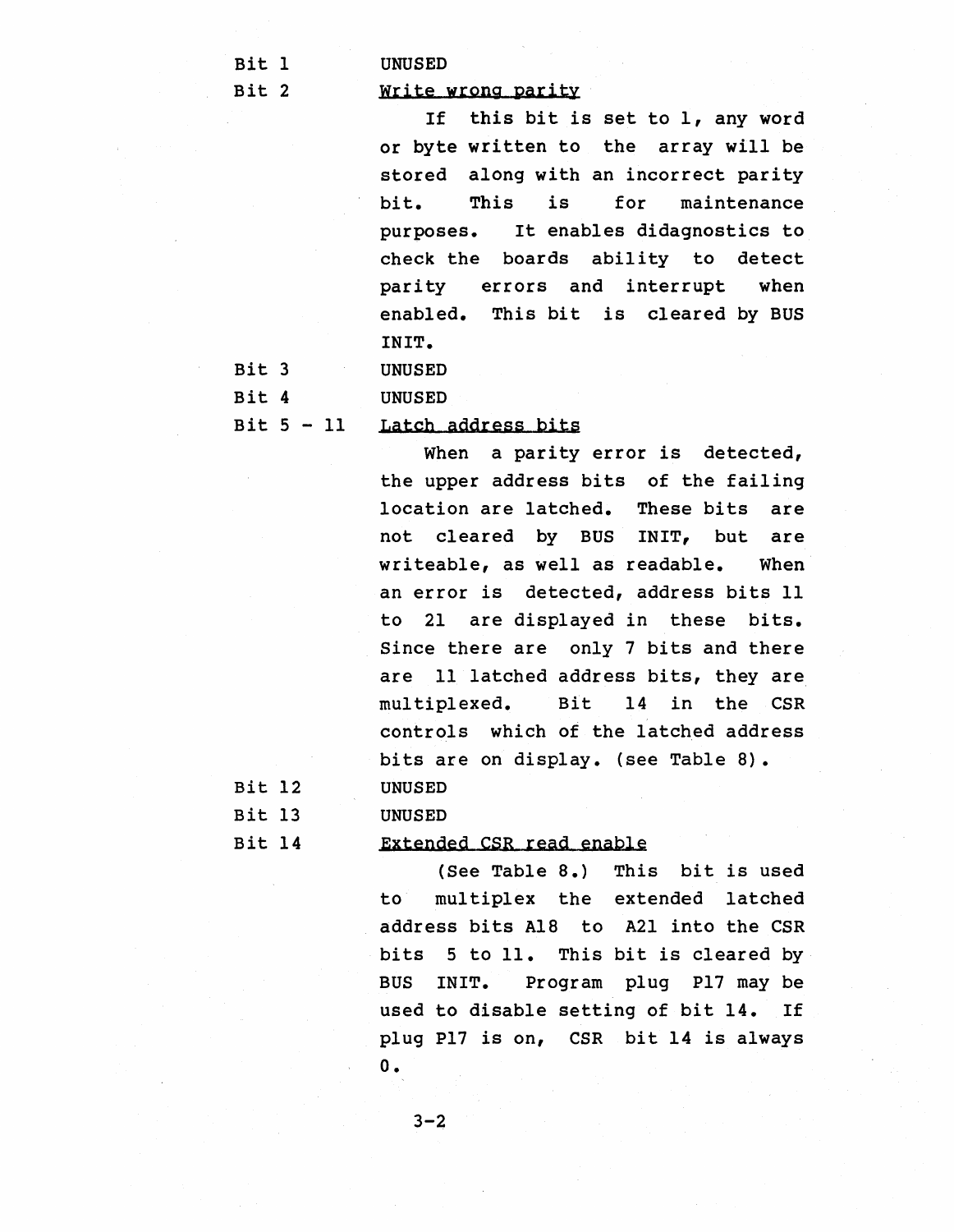Bit 1 UNUSED

Bit 2 Write wrong parity

If this bit is set to 1, any word or byte written to the array will be stored along with an incorrect parity bit. This is for maintenance purposes. It enables didagnostics to check the boards ability to detect parity errors and interrupt when enabled. This bit is cleared by BUS INIT.

Bit 3 UNUSED

Bit 4 UNUSED

Bit 5 - 11 Latch address bits

When a parity error is detected, the upper address bits of the failing location are latched. These bits are not cleared by BUS INIT, but are writeable, as well as readable. When an error is detected, address bits 11 to 21 are displayed in these bits. Since there are only 7 bits and there are 11 latched address bits, they are multiplexed. Bit 14 in the CSR controls which of the latched address bits are on display. (see Table 8).

Bit 12 UNUSED

Bit 13 UNUSED

Bit 14 Extended CSR read enable

(See Table 8.) This bit is used to multiplex the extended latched address bits A18 to A21 into the CSR bits 5 to 11. This bit is cleared by BUS INIT. Program plug P17 may be used to disable setting of bit 14. If plug P17 is on, CSR bit 14 is always 0.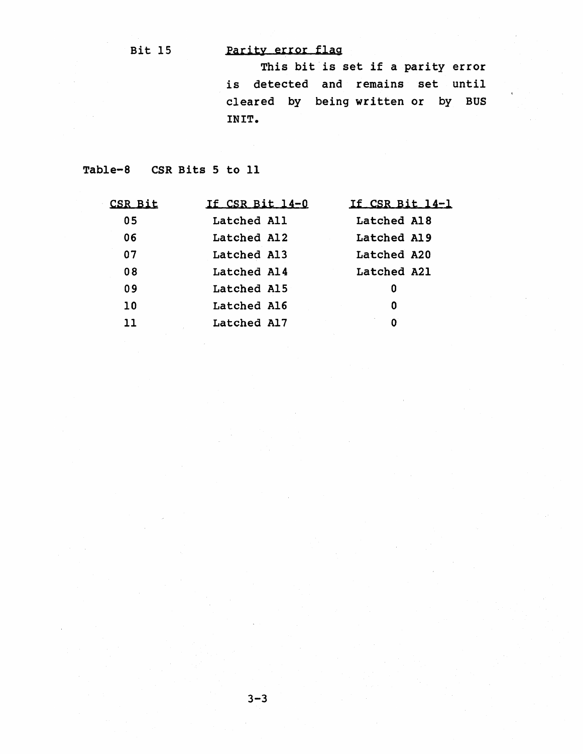Bit 15 &nbsp;&nbsp;&nbsp;&nbsp; Parity error flag

This bit is set if a parity error is detected and remains set until cleared by being written or by BUS INIT.

Table-8 &nbsp;&nbsp; CSR Bits 5 to 11

| CSR Bit | If CSR Bit 14-0 | If CSR Bit 14-1 |
|---|---|---|
| 05 | Latched A11 | Latched A18 |
| 06 | Latched A12 | Latched A19 |
| 07 | Latched A13 | Latched A20 |
| 08 | Latched A14 | Latched A21 |
| 09 | Latched A15 | 0 |
| 10 | Latched A16 | 0 |
| 11 | Latched A17 | 0 |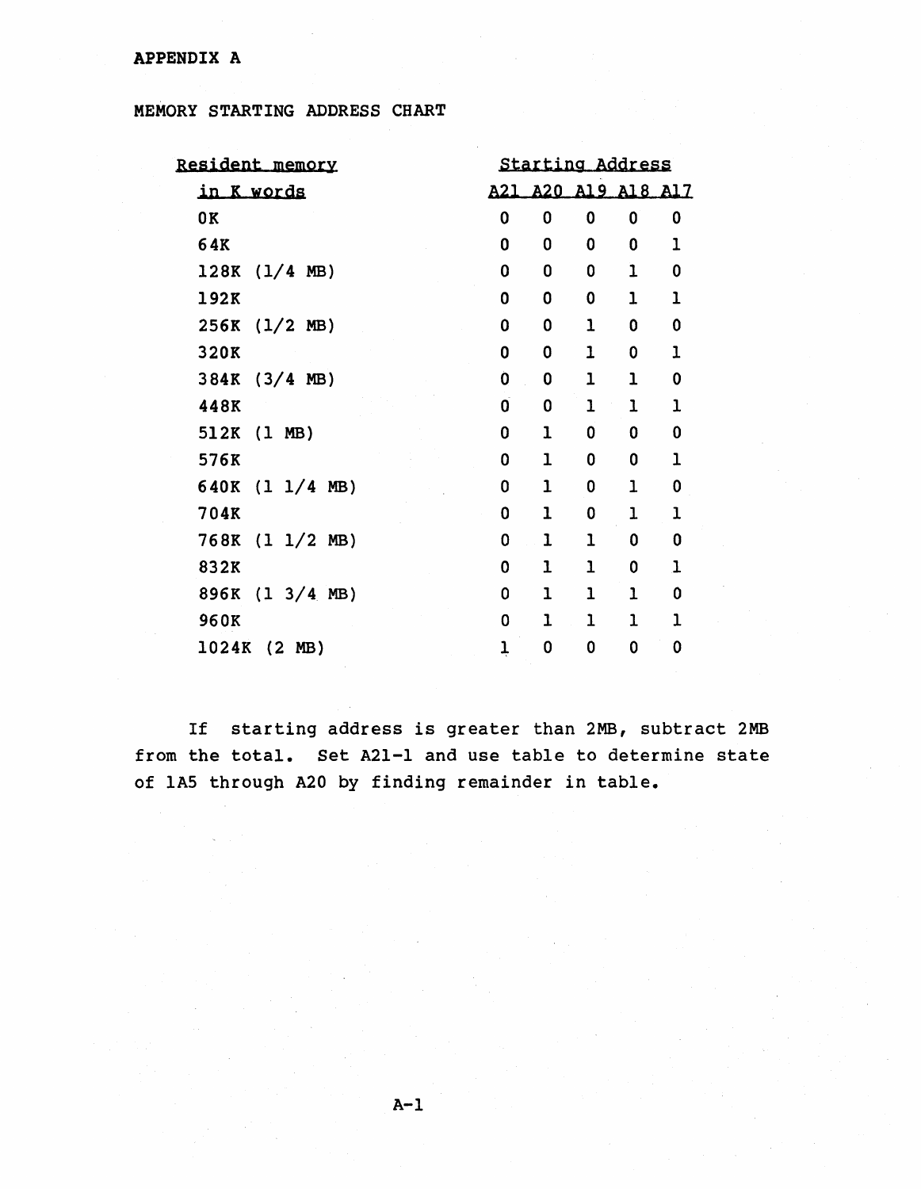# APPENDIX A

## MEMORY STARTING ADDRESS CHART

| Resident memory | Starting Address | | | | |
|---|---|---|---|---|---|
| in K words | A21 | A20 | A19 | A18 | A17 |
| 0K | 0 | 0 | 0 | 0 | 0 |
| 64K | 0 | 0 | 0 | 0 | 1 |
| 128K (1/4 MB) | 0 | 0 | 0 | 1 | 0 |
| 192K | 0 | 0 | 0 | 1 | 1 |
| 256K (1/2 MB) | 0 | 0 | 1 | 0 | 0 |
| 320K | 0 | 0 | 1 | 0 | 1 |
| 384K (3/4 MB) | 0 | 0 | 1 | 1 | 0 |
| 448K | 0 | 0 | 1 | 1 | 1 |
| 512K (1 MB) | 0 | 1 | 0 | 0 | 0 |
| 576K | 0 | 1 | 0 | 0 | 1 |
| 640K (1 1/4 MB) | 0 | 1 | 0 | 1 | 0 |
| 704K | 0 | 1 | 0 | 1 | 1 |
| 768K (1 1/2 MB) | 0 | 1 | 1 | 0 | 0 |
| 832K | 0 | 1 | 1 | 0 | 1 |
| 896K (1 3/4 MB) | 0 | 1 | 1 | 1 | 0 |
| 960K | 0 | 1 | 1 | 1 | 1 |
| 1024K (2 MB) | 1 | 0 | 0 | 0 | 0 |

If starting address is greater than 2MB, subtract 2MB from the total. Set A21-1 and use table to determine state of 1A5 through A20 by finding remainder in table.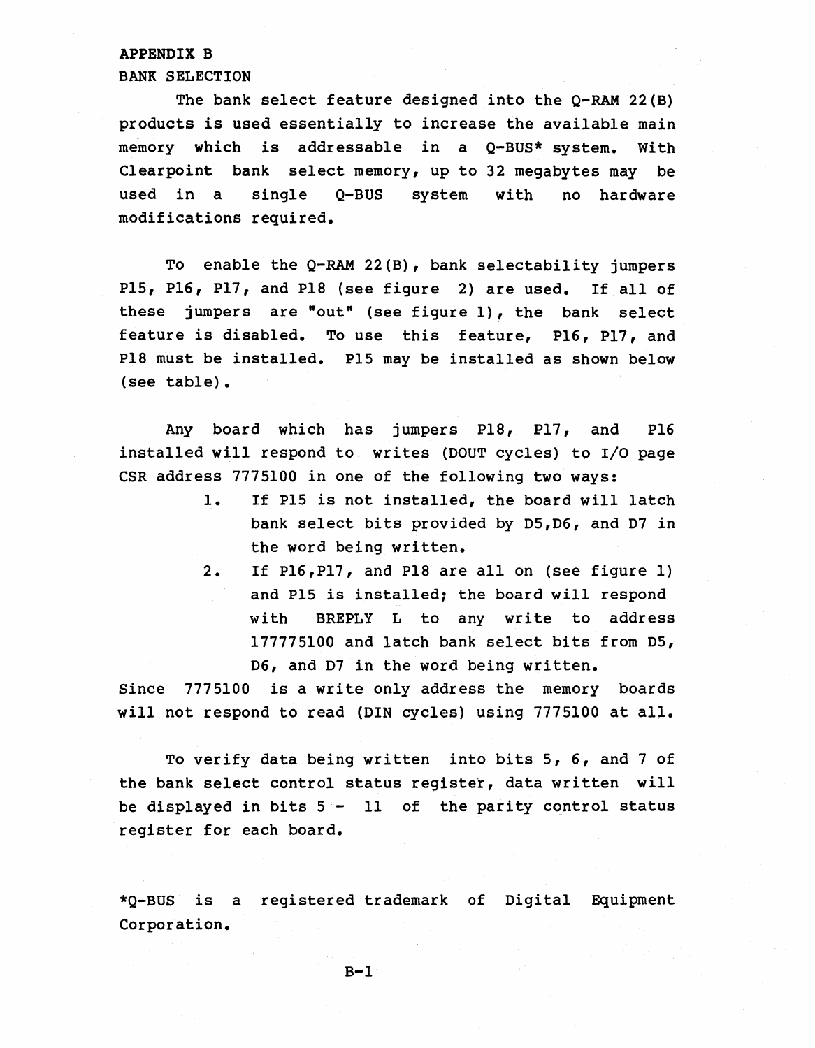# APPENDIX B

## BANK SELECTION

The bank select feature designed into the Q-RAM 22(B) products is used essentially to increase the available main memory which is addressable in a Q-BUS* system. With Clearpoint bank select memory, up to 32 megabytes may be used in a single Q-BUS system with no hardware modifications required.

To enable the Q-RAM 22(B), bank selectability jumpers P15, P16, P17, and P18 (see figure 2) are used. If all of these jumpers are "out" (see figure 1), the bank select feature is disabled. To use this feature, P16, P17, and P18 must be installed. P15 may be installed as shown below (see table).

Any board which has jumpers P18, P17, and P16 installed will respond to writes (DOUT cycles) to I/O page CSR address 7775100 in one of the following two ways:

1. If P15 is not installed, the board will latch bank select bits provided by D5, D6, and D7 in the word being written.
2. If P16, P17, and P18 are all on (see figure 1) and P15 is installed; the board will respond with BREPLY L to any write to address 177775100 and latch bank select bits from D5, D6, and D7 in the word being written.

Since 7775100 is a write only address the memory boards will not respond to read (DIN cycles) using 7775100 at all.

To verify data being written into bits 5, 6, and 7 of the bank select control status register, data written will be displayed in bits 5 - 11 of the parity control status register for each board.

*Q-BUS is a registered trademark of Digital Equipment Corporation.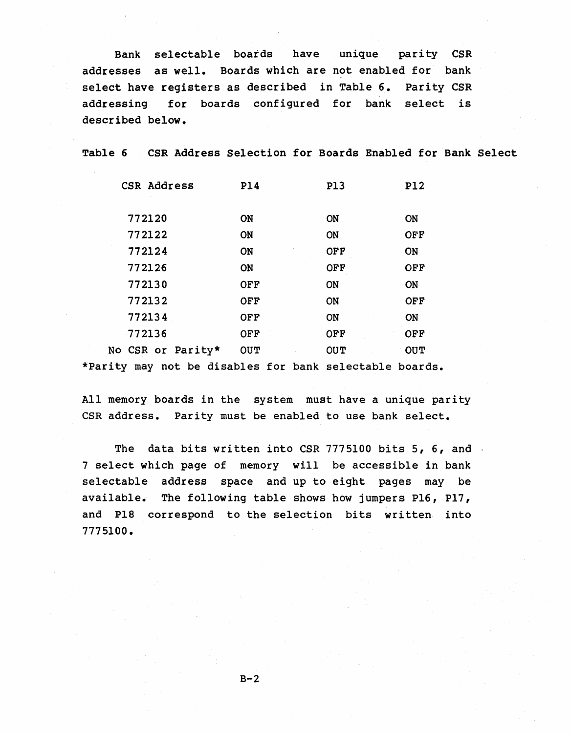Bank selectable boards have unique parity CSR addresses as well. Boards which are not enabled for bank select have registers as described in Table 6. Parity CSR addressing for boards configured for bank select is described below.

Table 6 CSR Address Selection for Boards Enabled for Bank Select

| CSR Address | P14 | P13 | P12 |
|---|---|---|---|
| 772120 | ON | ON | ON |
| 772122 | ON | ON | OFF |
| 772124 | ON | OFF | ON |
| 772126 | ON | OFF | OFF |
| 772130 | OFF | ON | ON |
| 772132 | OFF | ON | OFF |
| 772134 | OFF | ON | ON |
| 772136 | OFF | OFF | OFF |
| No CSR or Parity* | OUT | OUT | OUT |

*Parity may not be disables for bank selectable boards.

All memory boards in the system must have a unique parity CSR address. Parity must be enabled to use bank select.

The data bits written into CSR 7775100 bits 5, 6, and 7 select which page of memory will be accessible in bank selectable address space and up to eight pages may be available. The following table shows how jumpers P16, P17, and P18 correspond to the selection bits written into 7775100.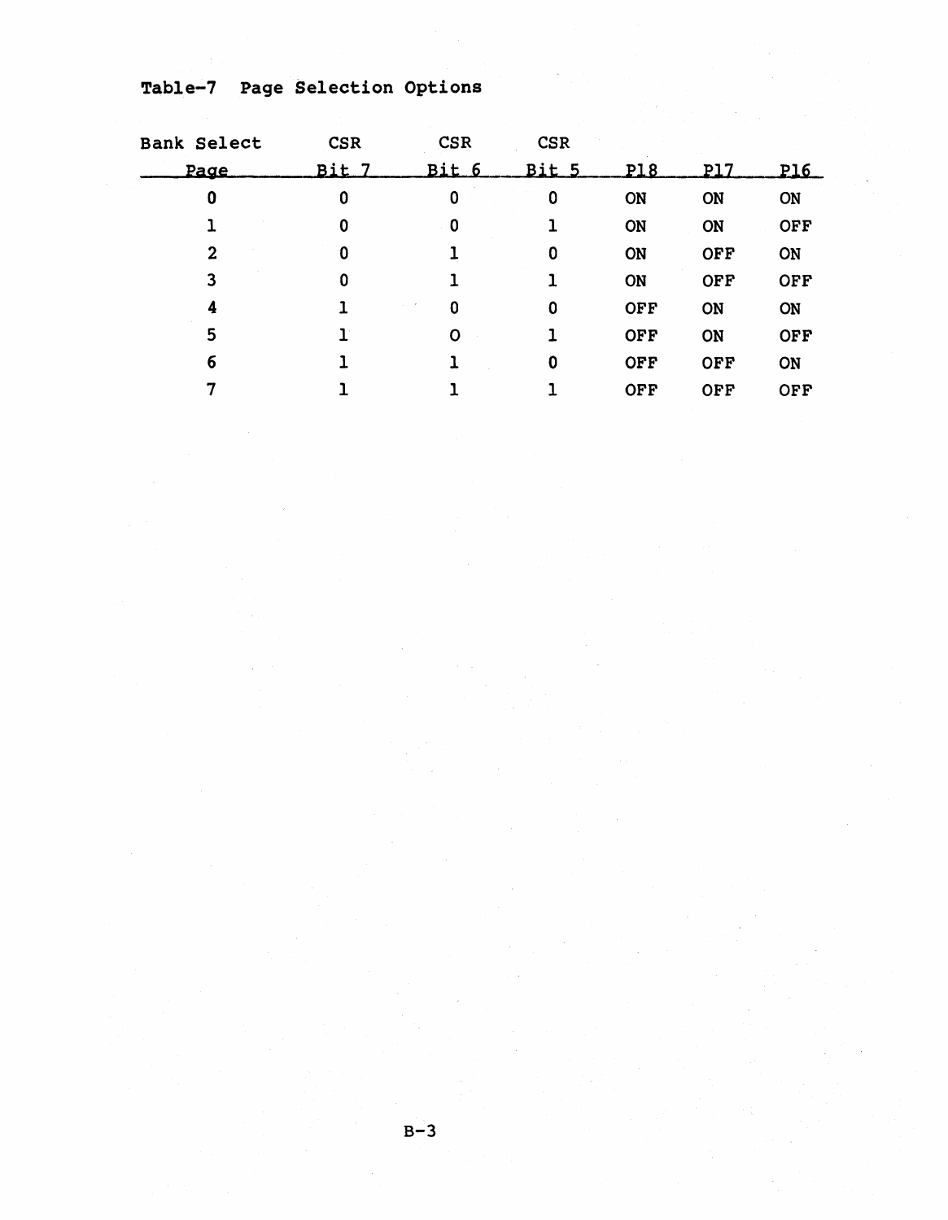Table-7 Page Selection Options

| Bank Select Page | CSR Bit 7 | CSR Bit 6 | CSR Bit 5 | P18 | P17 | P16 |
|---|---|---|---|---|---|---|
| 0 | 0 | 0 | 0 | ON | ON | ON |
| 1 | 0 | 0 | 1 | ON | ON | OFF |
| 2 | 0 | 1 | 0 | ON | OFF | ON |
| 3 | 0 | 1 | 1 | ON | OFF | OFF |
| 4 | 1 | 0 | 0 | OFF | ON | ON |
| 5 | 1 | O | 1 | OFF | ON | OFF |
| 6 | 1 | 1 | 0 | OFF | OFF | ON |
| 7 | 1 | 1 | 1 | OFF | OFF | OFF |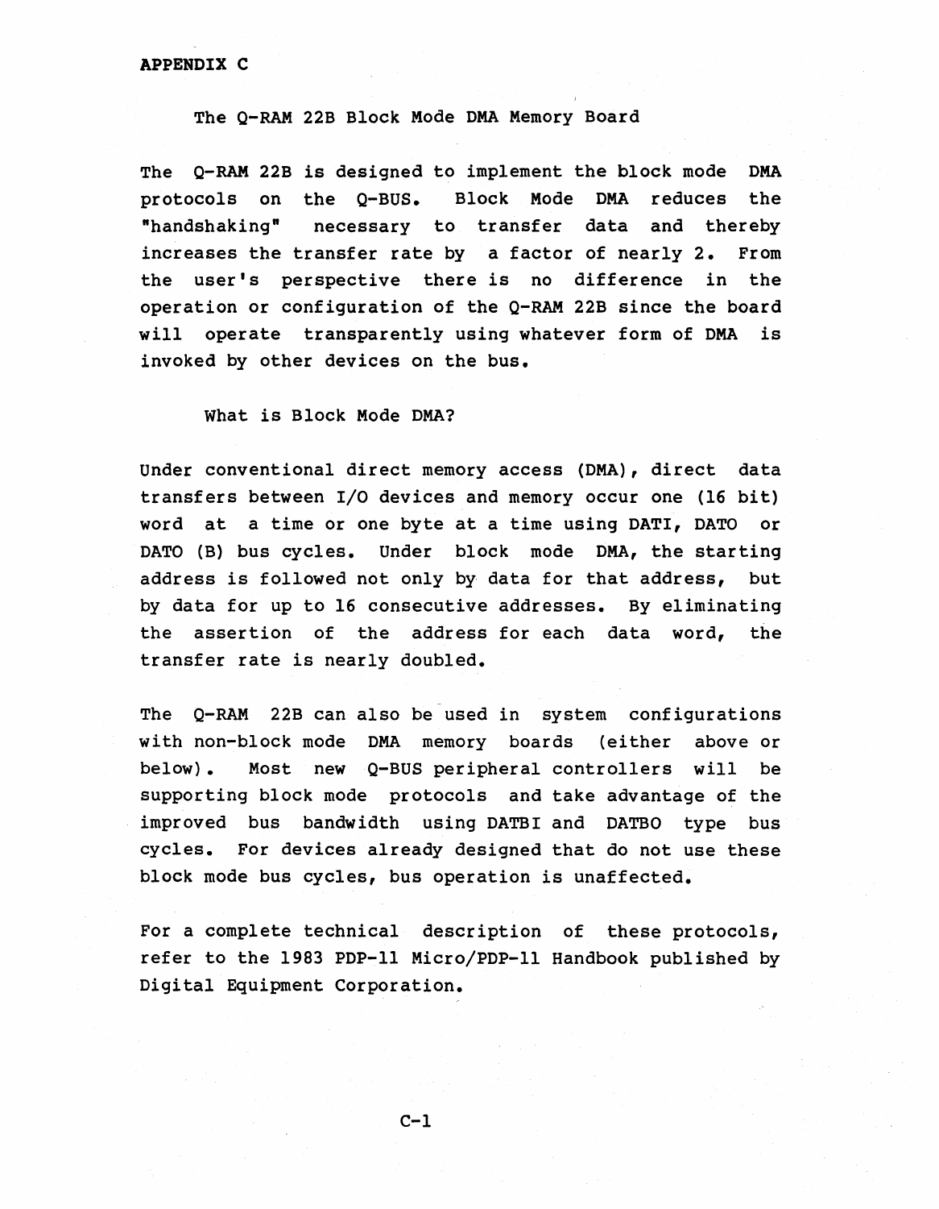# APPENDIX C

## The Q-RAM 22B Block Mode DMA Memory Board

The Q-RAM 22B is designed to implement the block mode DMA protocols on the Q-BUS. Block Mode DMA reduces the "handshaking" necessary to transfer data and thereby increases the transfer rate by a factor of nearly 2. From the user's perspective there is no difference in the operation or configuration of the Q-RAM 22B since the board will operate transparently using whatever form of DMA is invoked by other devices on the bus.

### What is Block Mode DMA?

Under conventional direct memory access (DMA), direct data transfers between I/O devices and memory occur one (16 bit) word at a time or one byte at a time using DATI, DATO or DATO (B) bus cycles. Under block mode DMA, the starting address is followed not only by data for that address, but by data for up to 16 consecutive addresses. By eliminating the assertion of the address for each data word, the transfer rate is nearly doubled.

The Q-RAM 22B can also be used in system configurations with non-block mode DMA memory boards (either above or below). Most new Q-BUS peripheral controllers will be supporting block mode protocols and take advantage of the improved bus bandwidth using DATBI and DATBO type bus cycles. For devices already designed that do not use these block mode bus cycles, bus operation is unaffected.

For a complete technical description of these protocols, refer to the 1983 PDP-11 Micro/PDP-11 Handbook published by Digital Equipment Corporation.